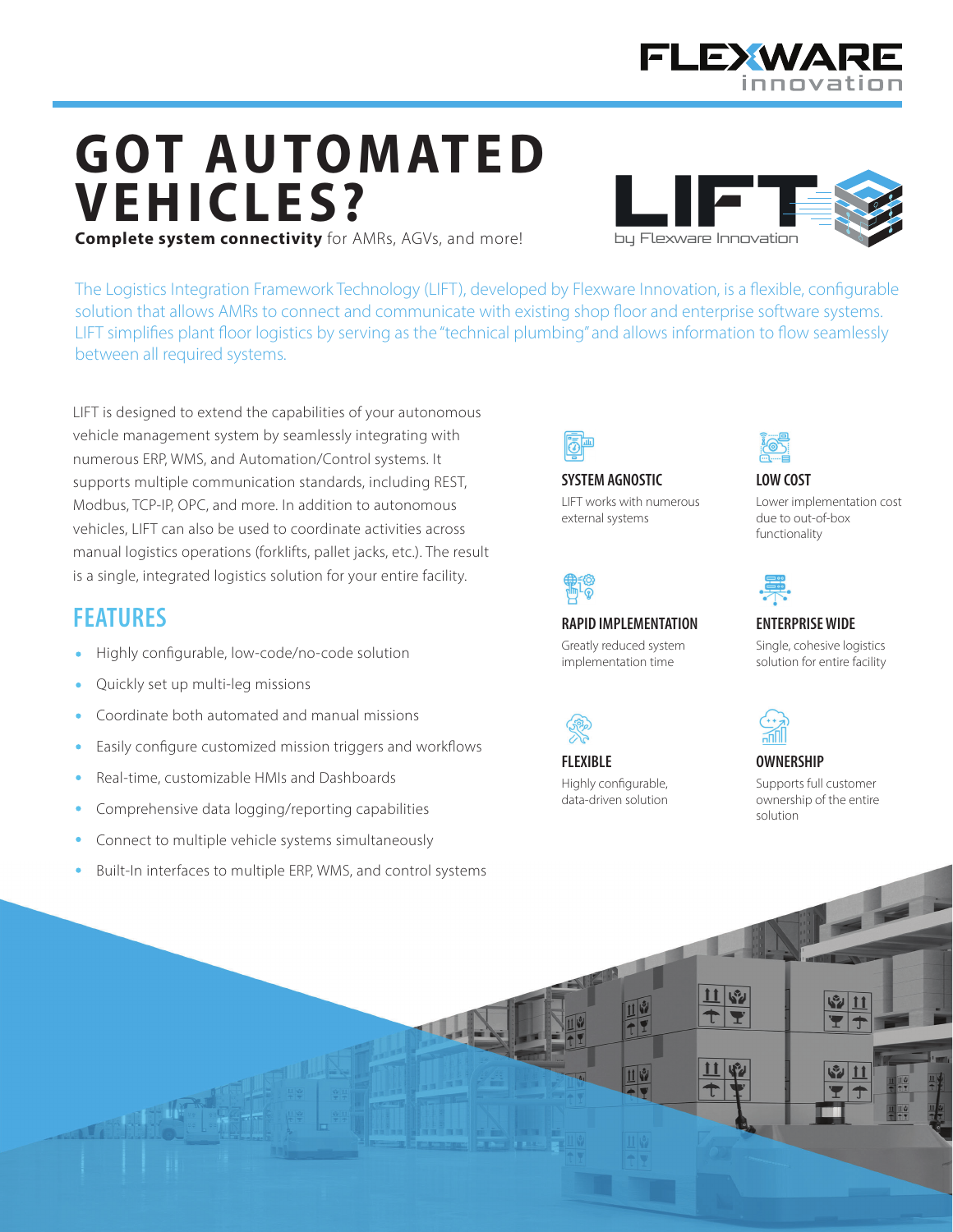# GOT AUTOMATED VEHICLES?

**Complete system connectivity** for AMRs, AGVs, and more!

The Logistics Integration Framework Technology (LIFT), developed by Flexware Innovation, is a flexible, configurable solution that allows AMRs to connect and communicate with existing shop floor and enterprise software systems. LIFT simplifies plant floor logistics by serving as the "technical plumbing" and allows information to flow seamlessly between all required systems.

LIFT is designed to extend the capabilities of your autonomous vehicle management system by seamlessly integrating with numerous ERP, WMS, and Automation/Control systems. It supports multiple communication standards, including REST, Modbus, TCP-IP, OPC, and more. In addition to autonomous vehicles, LIFT can also be used to coordinate activities across manual logistics operations (forklifts, pallet jacks, etc.). The result is a single, integrated logistics solution for your entire facility.

## FEATURES

- Highly configurable, low-code/no-code solution
- Quickly set up multi-leg missions
- Coordinate both automated and manual missions
- Easily configure customized mission triggers and workflows
- Real-time, customizable HMIs and Dashboards
- Comprehensive data logging/reporting capabilities
- Connect to multiple vehicle systems simultaneously
- Built-In interfaces to multiple ERP, WMS, and control systems

### SYSTEM AGNOSTIC

LIFT works with numerous external systems

### LOW COST

Lower implementation cost due to out-of-box functionality

### RAPID IMPLEMENTATION

Greatly reduced system implementation time

### ENTERPRISE WIDE

Single, cohesive logistics solution for entire facility

### FLEXIBLE

Highly configurable, data-driven solution

### OWNERSHIP

Supports full customer ownership of the entire solution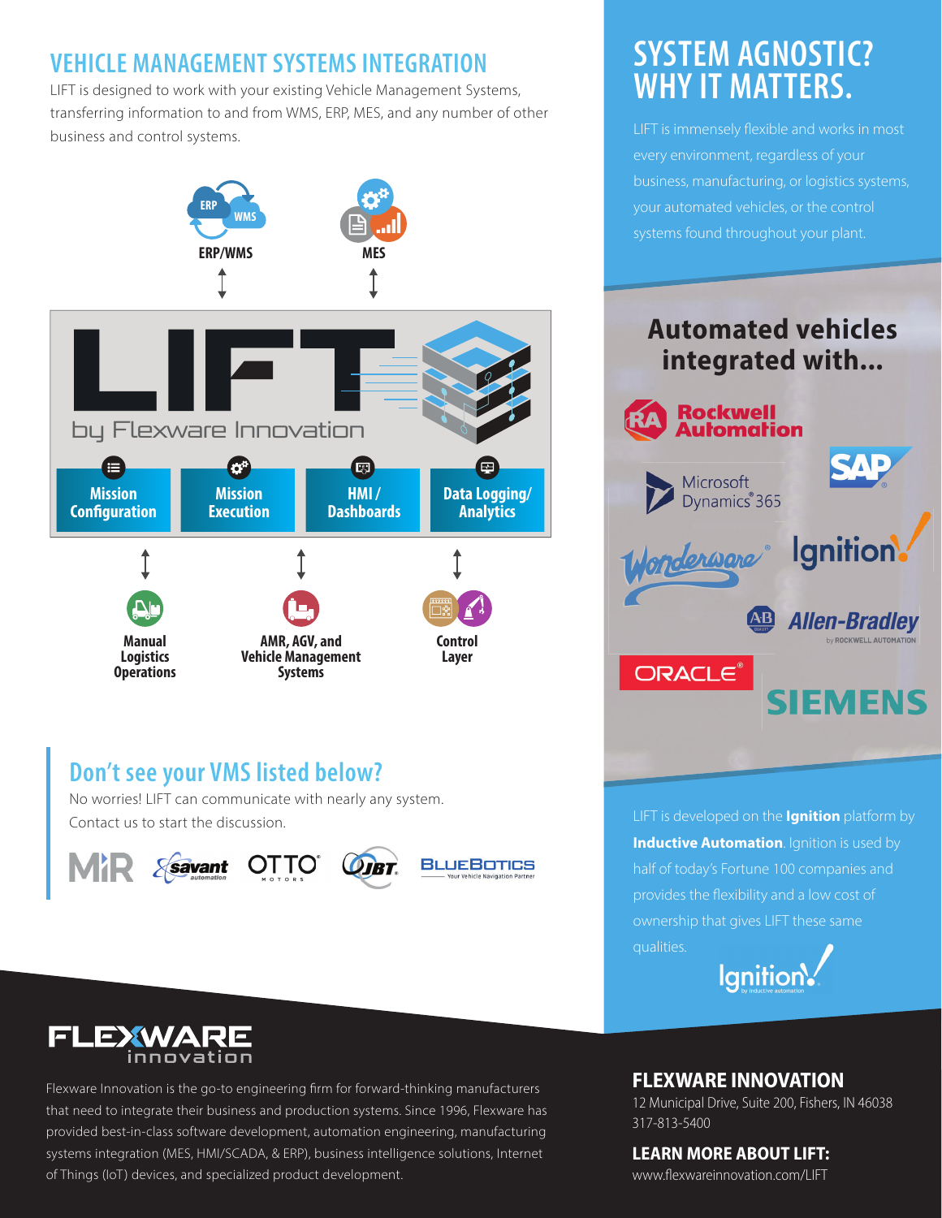## VEHICLE MANAGEMENT SYSTEMS INTEGRATION

LIFT is designed to work with your existing Vehicle Management Systems, transferring information to and from WMS, ERP, MES, and any number of other business and control systems.

ERP/WMS

MES

LIFT by Flexware Innovation

Mission Configuration

Mission Execution

HMI / Dashboards

Data Logging/ Analytics

Manual Logistics Operations

AMR, AGV, and Vehicle Management Systems

Control Layer

## Don't see your VMS listed below?

No worries! LIFT can communicate with nearly any system. Contact us to start the discussion.

MiR, savant automation, OTTO MOTORS, JBT, BlueBotics

## SYSTEM AGNOSTIC? WHY IT MATTERS.

LIFT is immensely flexible and works in most every environment, regardless of your business, manufacturing, or logistics systems, your automated vehicles, or the control systems found throughout your plant.

### Automated vehicles integrated with...

Rockwell Automation, SAP, Microsoft Dynamics 365, Wonderware, Ignition, Allen-Bradley by Rockwell Automation, Oracle, Siemens

LIFT is developed on the **Ignition** platform by **Inductive Automation**. Ignition is used by half of today's Fortune 100 companies and provides the flexibility and a low cost of ownership that gives LIFT these same qualities.

FLEXWARE innovation

Flexware Innovation is the go-to engineering firm for forward-thinking manufacturers that need to integrate their business and production systems. Since 1996, Flexware has provided best-in-class software development, automation engineering, manufacturing systems integration (MES, HMI/SCADA, & ERP), business intelligence solutions, Internet of Things (IoT) devices, and specialized product development.

### FLEXWARE INNOVATION

12 Municipal Drive, Suite 200, Fishers, IN 46038
317-813-5400

### LEARN MORE ABOUT LIFT:

www.flexwareinnovation.com/LIFT